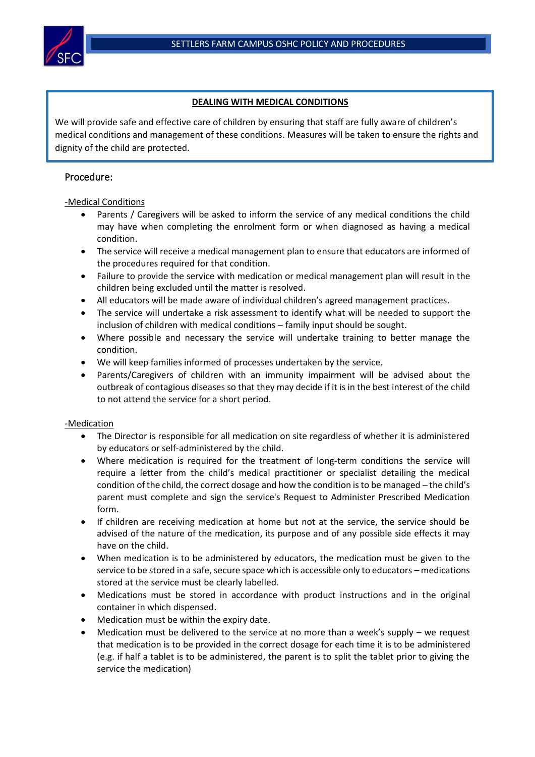## DEALING WITH MEDICAL CONDITIONS

We will provide safe and effective care of children by ensuring that staff are fully aware of children's medical conditions and management of these conditions. Measures will be taken to ensure the rights and dignity of the child are protected.

### Procedure:

-Medical Conditions

- Parents / Caregivers will be asked to inform the service of any medical conditions the child may have when completing the enrolment form or when diagnosed as having a medical condition.
- The service will receive a medical management plan to ensure that educators are informed of the procedures required for that condition.
- Failure to provide the service with medication or medical management plan will result in the children being excluded until the matter is resolved.
- All educators will be made aware of individual children's agreed management practices.
- The service will undertake a risk assessment to identify what will be needed to support the inclusion of children with medical conditions – family input should be sought.
- Where possible and necessary the service will undertake training to better manage the condition.
- We will keep families informed of processes undertaken by the service.
- Parents/Caregivers of children with an immunity impairment will be advised about the outbreak of contagious diseases so that they may decide if it is in the best interest of the child to not attend the service for a short period.

-Medication

- The Director is responsible for all medication on site regardless of whether it is administered by educators or self-administered by the child.
- Where medication is required for the treatment of long-term conditions the service will require a letter from the child's medical practitioner or specialist detailing the medical condition of the child, the correct dosage and how the condition is to be managed – the child's parent must complete and sign the service's Request to Administer Prescribed Medication form.
- If children are receiving medication at home but not at the service, the service should be advised of the nature of the medication, its purpose and of any possible side effects it may have on the child.
- When medication is to be administered by educators, the medication must be given to the service to be stored in a safe, secure space which is accessible only to educators – medications stored at the service must be clearly labelled.
- Medications must be stored in accordance with product instructions and in the original container in which dispensed.
- Medication must be within the expiry date.
- Medication must be delivered to the service at no more than a week's supply – we request that medication is to be provided in the correct dosage for each time it is to be administered (e.g. if half a tablet is to be administered, the parent is to split the tablet prior to giving the service the medication)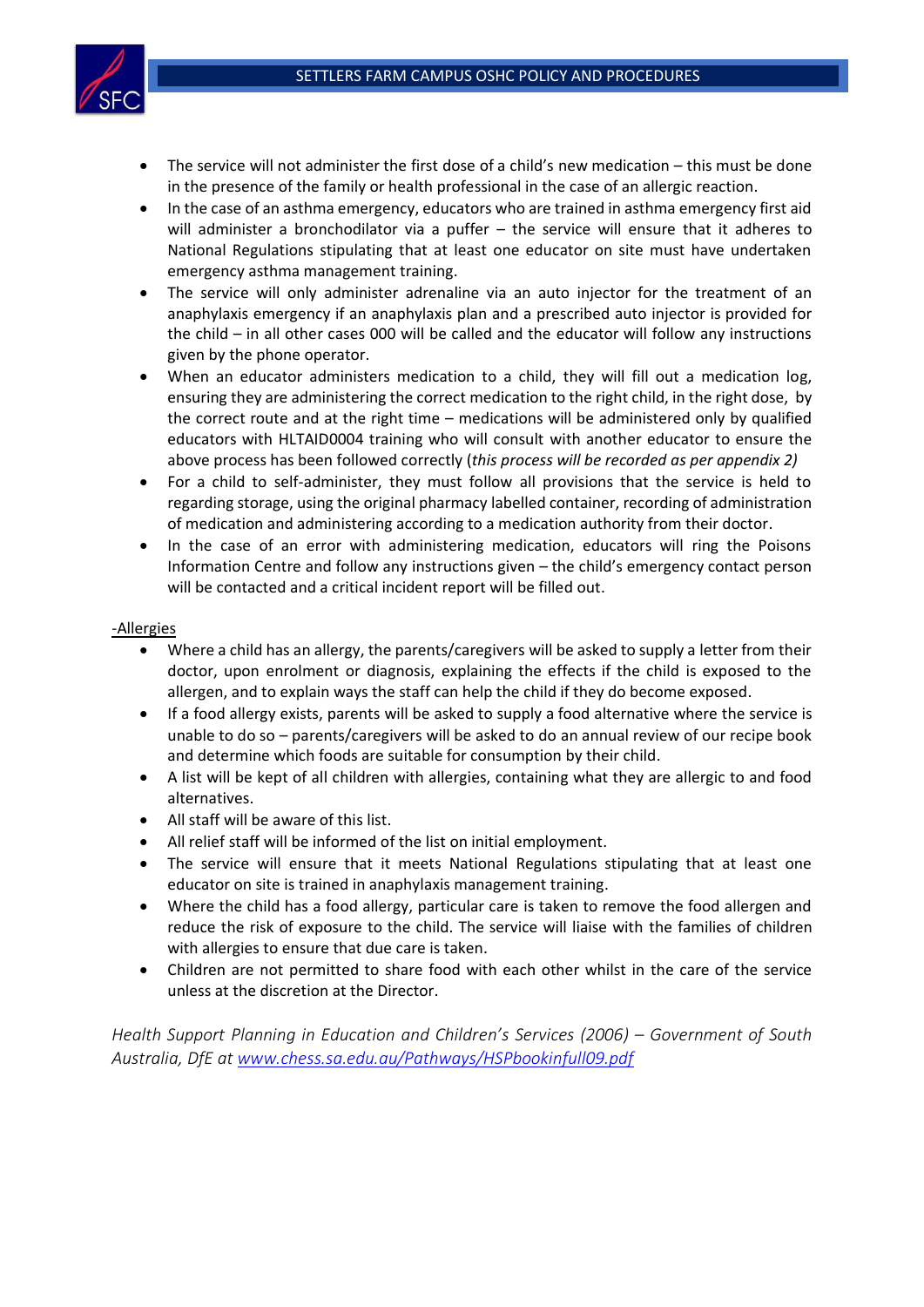- The service will not administer the first dose of a child's new medication – this must be done in the presence of the family or health professional in the case of an allergic reaction.
- In the case of an asthma emergency, educators who are trained in asthma emergency first aid will administer a bronchodilator via a puffer – the service will ensure that it adheres to National Regulations stipulating that at least one educator on site must have undertaken emergency asthma management training.
- The service will only administer adrenaline via an auto injector for the treatment of an anaphylaxis emergency if an anaphylaxis plan and a prescribed auto injector is provided for the child – in all other cases 000 will be called and the educator will follow any instructions given by the phone operator.
- When an educator administers medication to a child, they will fill out a medication log, ensuring they are administering the correct medication to the right child, in the right dose, by the correct route and at the right time – medications will be administered only by qualified educators with HLTAID0004 training who will consult with another educator to ensure the above process has been followed correctly (*this process will be recorded as per appendix 2)*
- For a child to self-administer, they must follow all provisions that the service is held to regarding storage, using the original pharmacy labelled container, recording of administration of medication and administering according to a medication authority from their doctor.
- In the case of an error with administering medication, educators will ring the Poisons Information Centre and follow any instructions given – the child's emergency contact person will be contacted and a critical incident report will be filled out.

-Allergies

- Where a child has an allergy, the parents/caregivers will be asked to supply a letter from their doctor, upon enrolment or diagnosis, explaining the effects if the child is exposed to the allergen, and to explain ways the staff can help the child if they do become exposed.
- If a food allergy exists, parents will be asked to supply a food alternative where the service is unable to do so – parents/caregivers will be asked to do an annual review of our recipe book and determine which foods are suitable for consumption by their child.
- A list will be kept of all children with allergies, containing what they are allergic to and food alternatives.
- All staff will be aware of this list.
- All relief staff will be informed of the list on initial employment.
- The service will ensure that it meets National Regulations stipulating that at least one educator on site is trained in anaphylaxis management training.
- Where the child has a food allergy, particular care is taken to remove the food allergen and reduce the risk of exposure to the child. The service will liaise with the families of children with allergies to ensure that due care is taken.
- Children are not permitted to share food with each other whilst in the care of the service unless at the discretion at the Director.

*Health Support Planning in Education and Children's Services (2006) – Government of South Australia, DfE at [www.chess.sa.edu.au/Pathways/HSPbookinfull09.pdf](www.chess.sa.edu.au/Pathways/HSPbookinfull09.pdf)*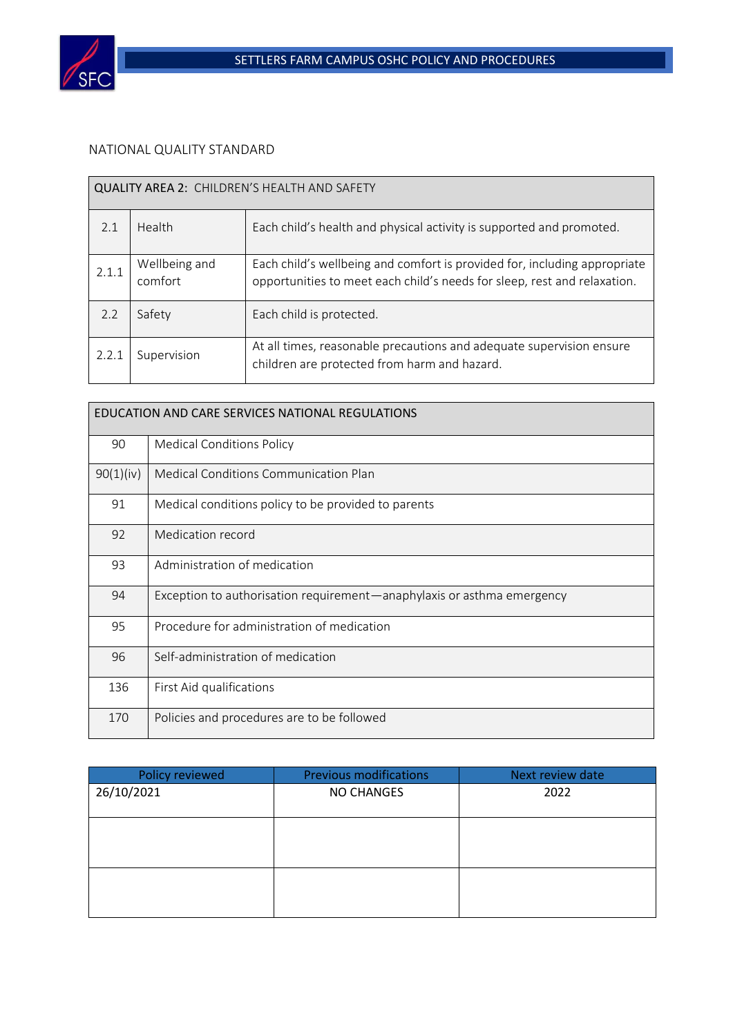NATIONAL QUALITY STANDARD

| QUALITY AREA 2: CHILDREN'S HEALTH AND SAFETY | | |
|---|---|---|
| 2.1 | Health | Each child's health and physical activity is supported and promoted. |
| 2.1.1 | Wellbeing and comfort | Each child's wellbeing and comfort is provided for, including appropriate opportunities to meet each child's needs for sleep, rest and relaxation. |
| 2.2 | Safety | Each child is protected. |
| 2.2.1 | Supervision | At all times, reasonable precautions and adequate supervision ensure children are protected from harm and hazard. |

| EDUCATION AND CARE SERVICES NATIONAL REGULATIONS | |
|---|---|
| 90 | Medical Conditions Policy |
| 90(1)(iv) | Medical Conditions Communication Plan |
| 91 | Medical conditions policy to be provided to parents |
| 92 | Medication record |
| 93 | Administration of medication |
| 94 | Exception to authorisation requirement—anaphylaxis or asthma emergency |
| 95 | Procedure for administration of medication |
| 96 | Self-administration of medication |
| 136 | First Aid qualifications |
| 170 | Policies and procedures are to be followed |

| Policy reviewed | Previous modifications | Next review date |
|---|---|---|
| 26/10/2021 | NO CHANGES | 2022 |
| | | |
| | | |